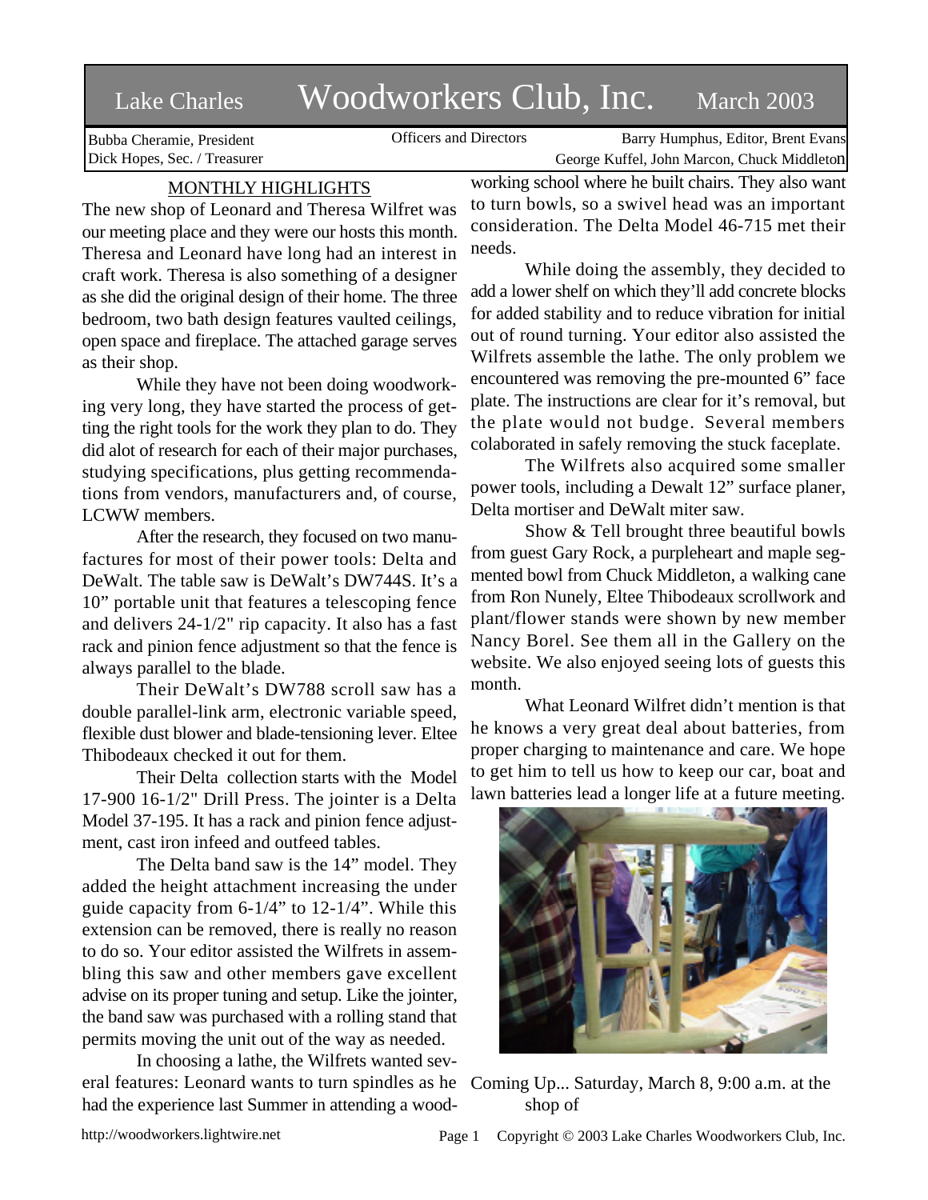# Lake Charles Woodworkers Club, Inc. March 2003

Bubba Cheramie, President
Dick Hopes, Sec. / Treasurer

Officers and Directors

Barry Humphus, Editor, Brent Evans
George Kuffel, John Marcon, Chuck Middleton

## MONTHLY HIGHLIGHTS

The new shop of Leonard and Theresa Wilfret was our meeting place and they were our hosts this month. Theresa and Leonard have long had an interest in craft work. Theresa is also something of a designer as she did the original design of their home. The three bedroom, two bath design features vaulted ceilings, open space and fireplace. The attached garage serves as their shop.

While they have not been doing woodworking very long, they have started the process of getting the right tools for the work they plan to do. They did alot of research for each of their major purchases, studying specifications, plus getting recommendations from vendors, manufacturers and, of course, LCWW members.

After the research, they focused on two manufactures for most of their power tools: Delta and DeWalt. The table saw is DeWalt's DW744S. It's a 10" portable unit that features a telescoping fence and delivers 24-1/2" rip capacity. It also has a fast rack and pinion fence adjustment so that the fence is always parallel to the blade.

Their DeWalt's DW788 scroll saw has a double parallel-link arm, electronic variable speed, flexible dust blower and blade-tensioning lever. Eltee Thibodeaux checked it out for them.

Their Delta collection starts with the Model 17-900 16-1/2" Drill Press. The jointer is a Delta Model 37-195. It has a rack and pinion fence adjustment, cast iron infeed and outfeed tables.

The Delta band saw is the 14" model. They added the height attachment increasing the under guide capacity from 6-1/4" to 12-1/4". While this extension can be removed, there is really no reason to do so. Your editor assisted the Wilfrets in assembling this saw and other members gave excellent advise on its proper tuning and setup. Like the jointer, the band saw was purchased with a rolling stand that permits moving the unit out of the way as needed.

In choosing a lathe, the Wilfrets wanted several features: Leonard wants to turn spindles as he had the experience last Summer in attending a woodworking school where he built chairs. They also want to turn bowls, so a swivel head was an important consideration. The Delta Model 46-715 met their needs.

While doing the assembly, they decided to add a lower shelf on which they'll add concrete blocks for added stability and to reduce vibration for initial out of round turning. Your editor also assisted the Wilfrets assemble the lathe. The only problem we encountered was removing the pre-mounted 6" face plate. The instructions are clear for it's removal, but the plate would not budge. Several members colaborated in safely removing the stuck faceplate.

The Wilfrets also acquired some smaller power tools, including a Dewalt 12" surface planer, Delta mortiser and DeWalt miter saw.

Show & Tell brought three beautiful bowls from guest Gary Rock, a purpleheart and maple segmented bowl from Chuck Middleton, a walking cane from Ron Nunely, Eltee Thibodeaux scrollwork and plant/flower stands were shown by new member Nancy Borel. See them all in the Gallery on the website. We also enjoyed seeing lots of guests this month.

What Leonard Wilfret didn't mention is that he knows a very great deal about batteries, from proper charging to maintenance and care. We hope to get him to tell us how to keep our car, boat and lawn batteries lead a longer life at a future meeting.

Coming Up... Saturday, March 8, 9:00 a.m. at the shop of

http://woodworkers.lightwire.net

Copyright © 2003 Lake Charles Woodworkers Club, Inc.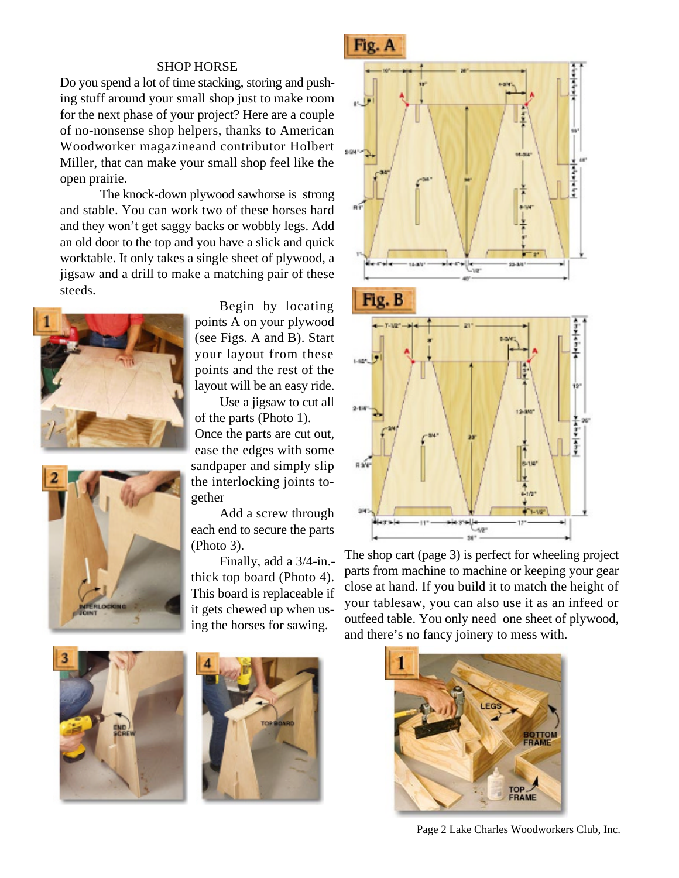## SHOP HORSE

Do you spend a lot of time stacking, storing and pushing stuff around your small shop just to make room for the next phase of your project? Here are a couple of no-nonsense shop helpers, thanks to American Woodworker magazineand contributor Holbert Miller, that can make your small shop feel like the open prairie.

The knock-down plywood sawhorse is strong and stable. You can work two of these horses hard and they won't get saggy backs or wobbly legs. Add an old door to the top and you have a slick and quick worktable. It only takes a single sheet of plywood, a jigsaw and a drill to make a matching pair of these steeds.

Begin by locating points A on your plywood (see Figs. A and B). Start your layout from these points and the rest of the layout will be an easy ride.

Use a jigsaw to cut all of the parts (Photo 1).

Once the parts are cut out, ease the edges with some sandpaper and simply slip the interlocking joints together

Add a screw through each end to secure the parts (Photo 3).

Finally, add a 3/4-in.-thick top board (Photo 4). This board is replaceable if it gets chewed up when using the horses for sawing.

The shop cart (page 3) is perfect for wheeling project parts from machine to machine or keeping your gear close at hand. If you build it to match the height of your tablesaw, you can also use it as an infeed or outfeed table. You only need one sheet of plywood, and there's no fancy joinery to mess with.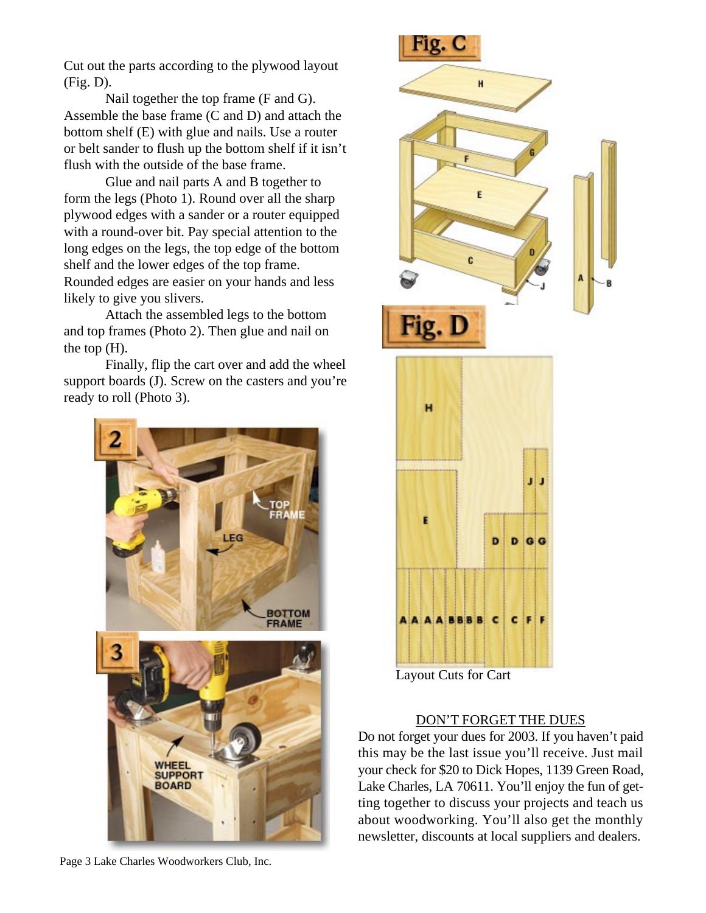Cut out the parts according to the plywood layout (Fig. D).

Nail together the top frame (F and G). Assemble the base frame (C and D) and attach the bottom shelf (E) with glue and nails. Use a router or belt sander to flush up the bottom shelf if it isn't flush with the outside of the base frame.

Glue and nail parts A and B together to form the legs (Photo 1). Round over all the sharp plywood edges with a sander or a router equipped with a round-over bit. Pay special attention to the long edges on the legs, the top edge of the bottom shelf and the lower edges of the top frame. Rounded edges are easier on your hands and less likely to give you slivers.

Attach the assembled legs to the bottom and top frames (Photo 2). Then glue and nail on the top (H).

Finally, flip the cart over and add the wheel support boards (J). Screw on the casters and you're ready to roll (Photo 3).

Fig. C

Fig. D

Layout Cuts for Cart

## DON'T FORGET THE DUES

Do not forget your dues for 2003. If you haven't paid this may be the last issue you'll receive. Just mail your check for $20 to Dick Hopes, 1139 Green Road, Lake Charles, LA 70611. You'll enjoy the fun of getting together to discuss your projects and teach us about woodworking. You'll also get the monthly newsletter, discounts at local suppliers and dealers.